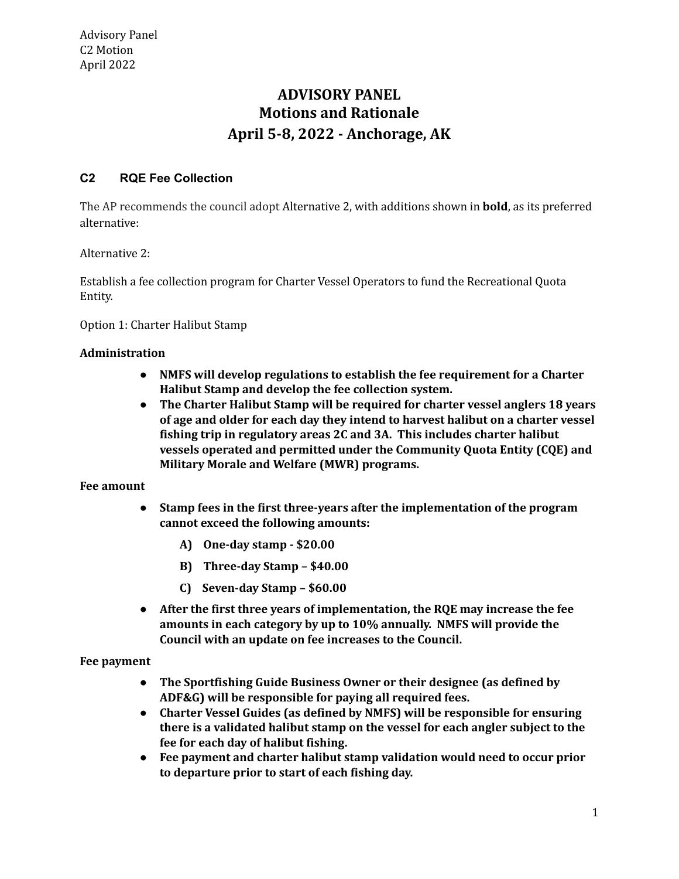# ADVISORY PANEL
## Motions and Rationale
## April 5-8, 2022 - Anchorage, AK

### C2 RQE Fee Collection

The AP recommends the council adopt Alternative 2, with additions shown in **bold**, as its preferred alternative:

Alternative 2:

Establish a fee collection program for Charter Vessel Operators to fund the Recreational Quota Entity.

Option 1: Charter Halibut Stamp

**Administration**

- **NMFS will develop regulations to establish the fee requirement for a Charter Halibut Stamp and develop the fee collection system.**
- **The Charter Halibut Stamp will be required for charter vessel anglers 18 years of age and older for each day they intend to harvest halibut on a charter vessel fishing trip in regulatory areas 2C and 3A. This includes charter halibut vessels operated and permitted under the Community Quota Entity (CQE) and Military Morale and Welfare (MWR) programs.**

**Fee amount**

- **Stamp fees in the first three-years after the implementation of the program cannot exceed the following amounts:**
  - **A) One-day stamp - $20.00**
  - **B) Three-day Stamp – $40.00**
  - **C) Seven-day Stamp – $60.00**
- **After the first three years of implementation, the RQE may increase the fee amounts in each category by up to 10% annually. NMFS will provide the Council with an update on fee increases to the Council.**

**Fee payment**

- **The Sportfishing Guide Business Owner or their designee (as defined by ADF&G) will be responsible for paying all required fees.**
- **Charter Vessel Guides (as defined by NMFS) will be responsible for ensuring there is a validated halibut stamp on the vessel for each angler subject to the fee for each day of halibut fishing.**
- **Fee payment and charter halibut stamp validation would need to occur prior to departure prior to start of each fishing day.**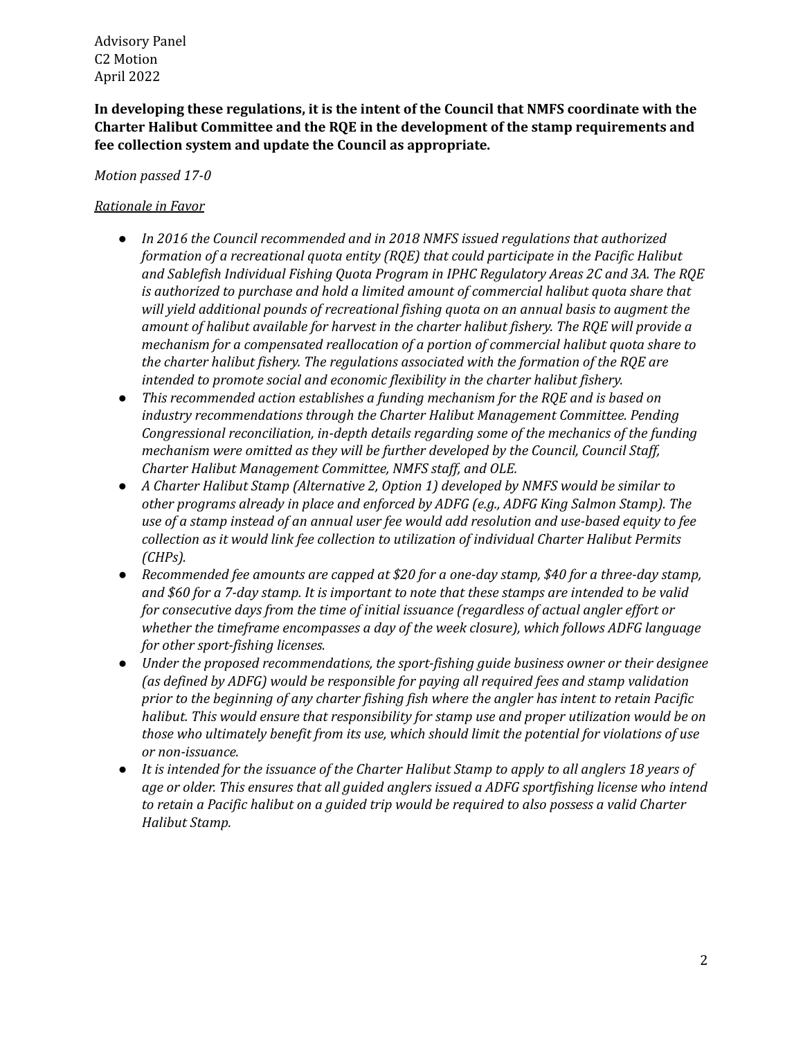Advisory Panel
C2 Motion
April 2022

**In developing these regulations, it is the intent of the Council that NMFS coordinate with the Charter Halibut Committee and the RQE in the development of the stamp requirements and fee collection system and update the Council as appropriate.**

*Motion passed 17-0*

*Rationale in Favor*

- *In 2016 the Council recommended and in 2018 NMFS issued regulations that authorized formation of a recreational quota entity (RQE) that could participate in the Pacific Halibut and Sablefish Individual Fishing Quota Program in IPHC Regulatory Areas 2C and 3A. The RQE is authorized to purchase and hold a limited amount of commercial halibut quota share that will yield additional pounds of recreational fishing quota on an annual basis to augment the amount of halibut available for harvest in the charter halibut fishery. The RQE will provide a mechanism for a compensated reallocation of a portion of commercial halibut quota share to the charter halibut fishery. The regulations associated with the formation of the RQE are intended to promote social and economic flexibility in the charter halibut fishery.*
- *This recommended action establishes a funding mechanism for the RQE and is based on industry recommendations through the Charter Halibut Management Committee. Pending Congressional reconciliation, in-depth details regarding some of the mechanics of the funding mechanism were omitted as they will be further developed by the Council, Council Staff, Charter Halibut Management Committee, NMFS staff, and OLE.*
- *A Charter Halibut Stamp (Alternative 2, Option 1) developed by NMFS would be similar to other programs already in place and enforced by ADFG (e.g., ADFG King Salmon Stamp). The use of a stamp instead of an annual user fee would add resolution and use-based equity to fee collection as it would link fee collection to utilization of individual Charter Halibut Permits (CHPs).*
- *Recommended fee amounts are capped at $20 for a one-day stamp, $40 for a three-day stamp, and $60 for a 7-day stamp. It is important to note that these stamps are intended to be valid for consecutive days from the time of initial issuance (regardless of actual angler effort or whether the timeframe encompasses a day of the week closure), which follows ADFG language for other sport-fishing licenses.*
- *Under the proposed recommendations, the sport-fishing guide business owner or their designee (as defined by ADFG) would be responsible for paying all required fees and stamp validation prior to the beginning of any charter fishing fish where the angler has intent to retain Pacific halibut. This would ensure that responsibility for stamp use and proper utilization would be on those who ultimately benefit from its use, which should limit the potential for violations of use or non-issuance.*
- *It is intended for the issuance of the Charter Halibut Stamp to apply to all anglers 18 years of age or older. This ensures that all guided anglers issued a ADFG sportfishing license who intend to retain a Pacific halibut on a guided trip would be required to also possess a valid Charter Halibut Stamp.*